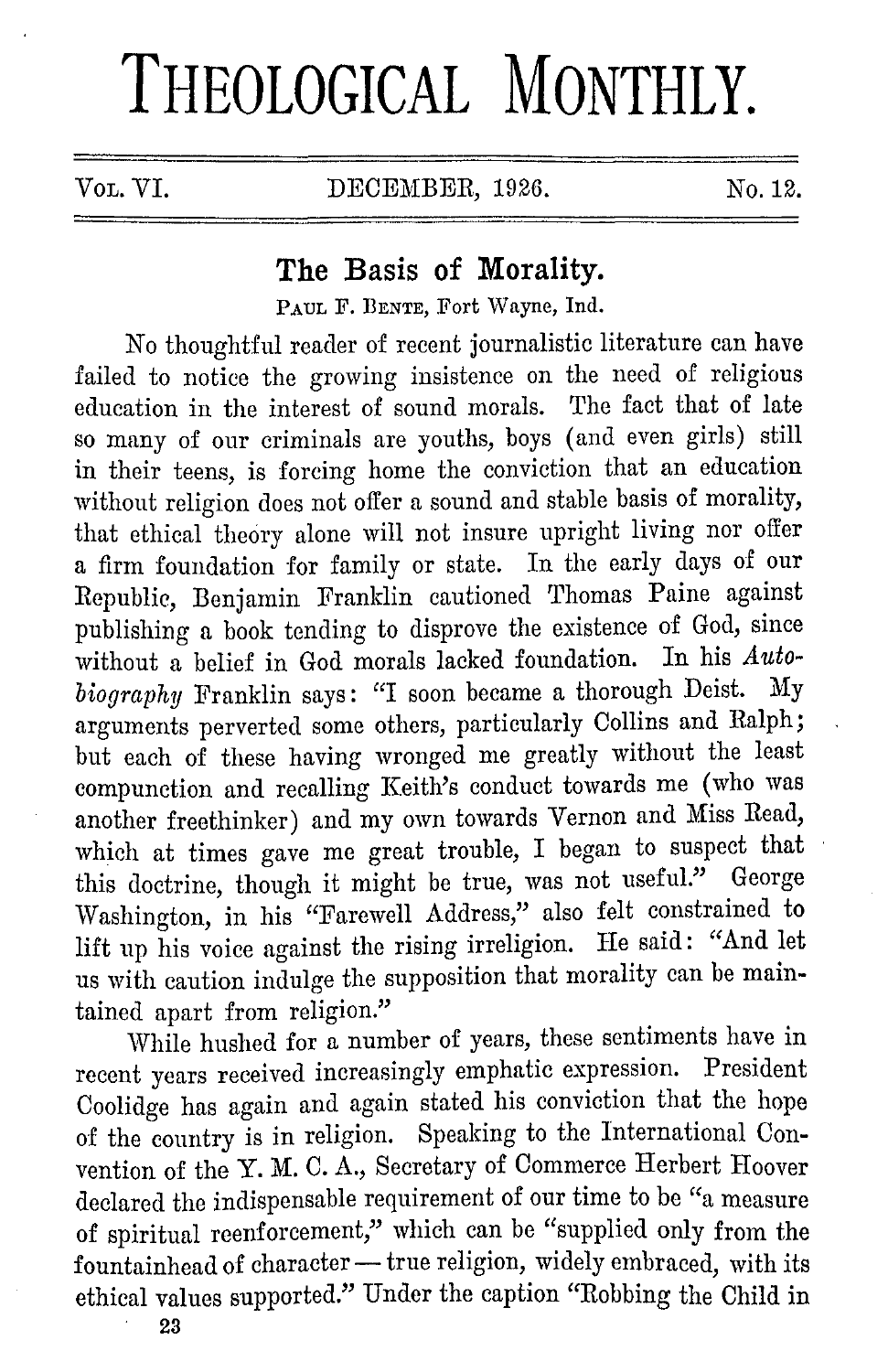# THEOLOGICAL MONTHLY.

VOL. VI. DECEMBER, 1926. No. 12.

## The Basis of Morality.

PAUL F. BENTE, Fort Wayne, Ind.

No thoughtful reader of recent journalistic literature can have failed to notice the growing insistence on the need of religious education in the interest of sound morals. The fact that of late so many of our criminals are youths, boys (and even girls) still in their teens, is forcing home the conviction that an education without religion does not offer a sound and stable basis of morality, that ethical theory alone will not insure upright living nor offer a firm foundation for family or state. In the early days of our Republic, Benjamin Franklin cautioned Thomas Paine against publishing a book tending to disprove the existence of God, since without a belief in God morals lacked foundation. In his *Autobiography* Franklin says: "I soon became a thorough Deist. My arguments perverted some others, particularly Collins and Ralph; but each of these having wronged me greatly without the least compunction and recalling Keith's conduct towards me (who was another freethinker) and my own towards Vernon and Miss Read, which at times gave me great trouble, I began to suspect that this doctrine, though it might be true, was not useful." George Washington, in his "Farewell Address," also felt constrained to lift up his voice against the rising irreligion. He said: "And let us with caution indulge the supposition that morality can be maintained apart from religion."

While hushed for a number of years, these sentiments have in recent years received increasingly emphatic expression. President Coolidge has again and again stated his conviction that the hope of the country is in religion. Speaking to the International Convention of the Y. M. C. A., Secretary of Commerce Herbert Hoover declared the indispensable requirement of our time to be "a measure of spiritual reenforcement," which can be "supplied only from the fountainhead of character — true religion, widely embraced, with its ethical values supported." Under the caption "Robbing the Child in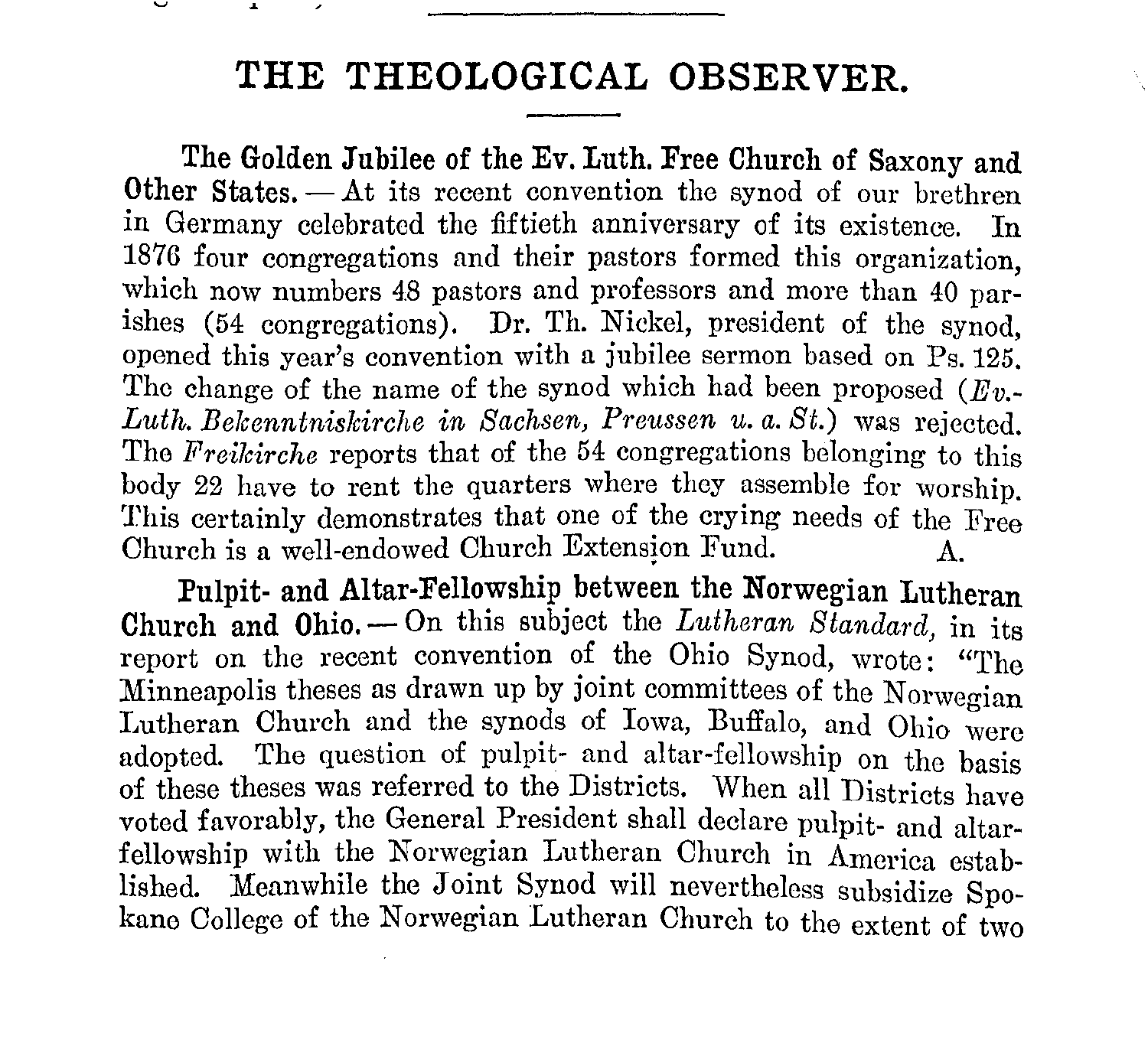# THE THEOLOGICAL OBSERVER.

**The Golden Jubilee of the Ev. Luth. Free Church of Saxony and Other States.** — At its recent convention the synod of our brethren in Germany celebrated the fiftieth anniversary of its existence. In 1876 four congregations and their pastors formed this organization, which now numbers 48 pastors and professors and more than 40 parishes (54 congregations). Dr. Th. Nickel, president of the synod, opened this year's convention with a jubilee sermon based on Ps. 125. The change of the name of the synod which had been proposed (*Ev.-Luth. Bekenntniskirche in Sachsen, Preussen u. a. St.*) was rejected. The *Freikirche* reports that of the 54 congregations belonging to this body 22 have to rent the quarters where they assemble for worship. This certainly demonstrates that one of the crying needs of the Free Church is a well-endowed Church Extension Fund. A.

**Pulpit- and Altar-Fellowship between the Norwegian Lutheran Church and Ohio.** — On this subject the *Lutheran Standard*, in its report on the recent convention of the Ohio Synod, wrote: "The Minneapolis theses as drawn up by joint committees of the Norwegian Lutheran Church and the synods of Iowa, Buffalo, and Ohio were adopted. The question of pulpit- and altar-fellowship on the basis of these theses was referred to the Districts. When all Districts have voted favorably, the General President shall declare pulpit- and altar-fellowship with the Norwegian Lutheran Church in America established. Meanwhile the Joint Synod will nevertheless subsidize Spokane College of the Norwegian Lutheran Church to the extent of two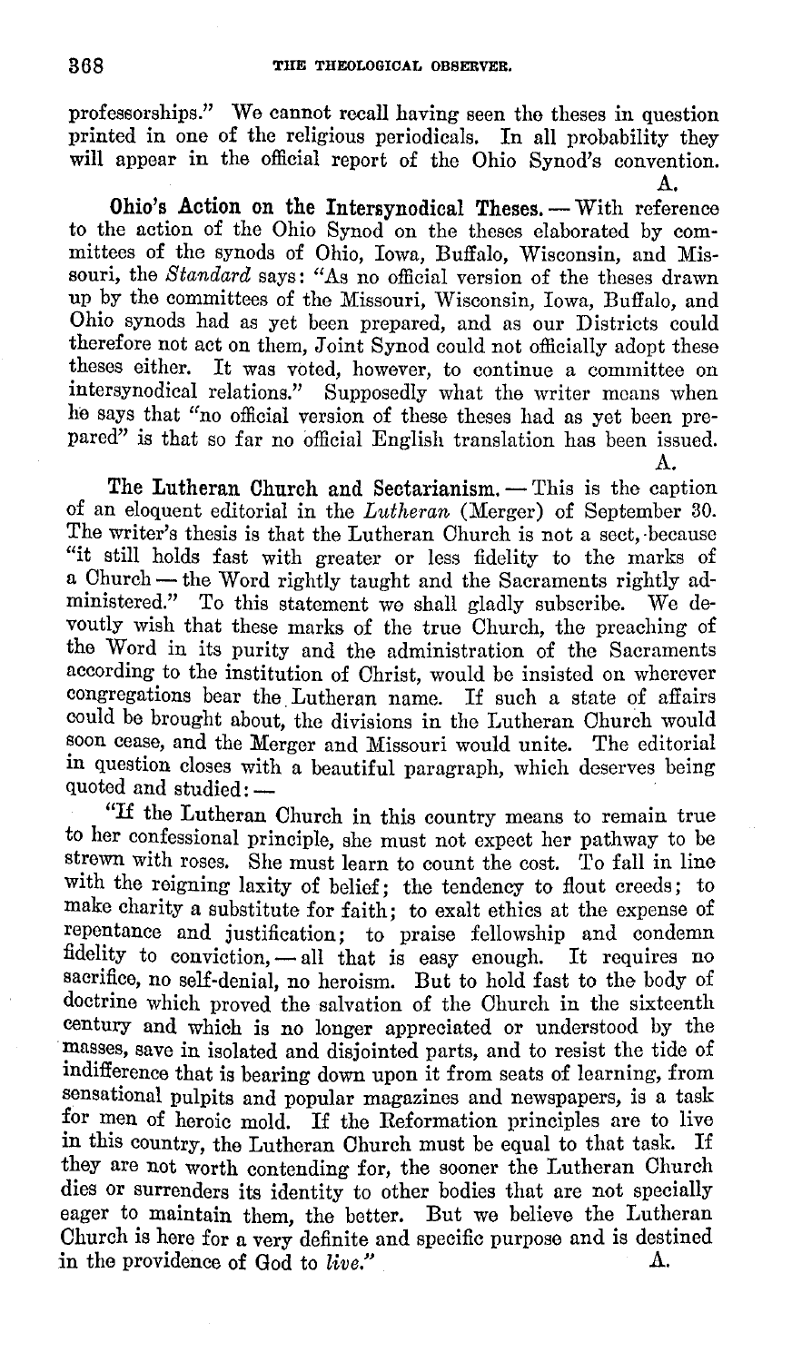professorships." We cannot recall having seen the theses in question printed in one of the religious periodicals. In all probability they will appear in the official report of the Ohio Synod's convention.

A.

**Ohio's Action on the Intersynodical Theses.** — With reference to the action of the Ohio Synod on the theses elaborated by committees of the synods of Ohio, Iowa, Buffalo, Wisconsin, and Missouri, the *Standard* says: "As no official version of the theses drawn up by the committees of the Missouri, Wisconsin, Iowa, Buffalo, and Ohio synods had as yet been prepared, and as our Districts could therefore not act on them, Joint Synod could not officially adopt these theses either. It was voted, however, to continue a committee on intersynodical relations." Supposedly what the writer means when he says that "no official version of these theses had as yet been prepared" is that so far no official English translation has been issued.

A.

**The Lutheran Church and Sectarianism.** — This is the caption of an eloquent editorial in the *Lutheran* (Merger) of September 30. The writer's thesis is that the Lutheran Church is not a sect, because "it still holds fast with greater or less fidelity to the marks of a Church — the Word rightly taught and the Sacraments rightly administered." To this statement we shall gladly subscribe. We devoutly wish that these marks of the true Church, the preaching of the Word in its purity and the administration of the Sacraments according to the institution of Christ, would be insisted on wherever congregations bear the Lutheran name. If such a state of affairs could be brought about, the divisions in the Lutheran Church would soon cease, and the Merger and Missouri would unite. The editorial in question closes with a beautiful paragraph, which deserves being quoted and studied: —

"If the Lutheran Church in this country means to remain true to her confessional principle, she must not expect her pathway to be strewn with roses. She must learn to count the cost. To fall in line with the reigning laxity of belief; the tendency to flout creeds; to make charity a substitute for faith; to exalt ethics at the expense of repentance and justification; to praise fellowship and condemn fidelity to conviction, — all that is easy enough. It requires no sacrifice, no self-denial, no heroism. But to hold fast to the body of doctrine which proved the salvation of the Church in the sixteenth century and which is no longer appreciated or understood by the masses, save in isolated and disjointed parts, and to resist the tide of indifference that is bearing down upon it from seats of learning, from sensational pulpits and popular magazines and newspapers, is a task for men of heroic mold. If the Reformation principles are to live in this country, the Lutheran Church must be equal to that task. If they are not worth contending for, the sooner the Lutheran Church dies or surrenders its identity to other bodies that are not specially eager to maintain them, the better. But we believe the Lutheran Church is here for a very definite and specific purpose and is destined in the providence of God to *live*."

A.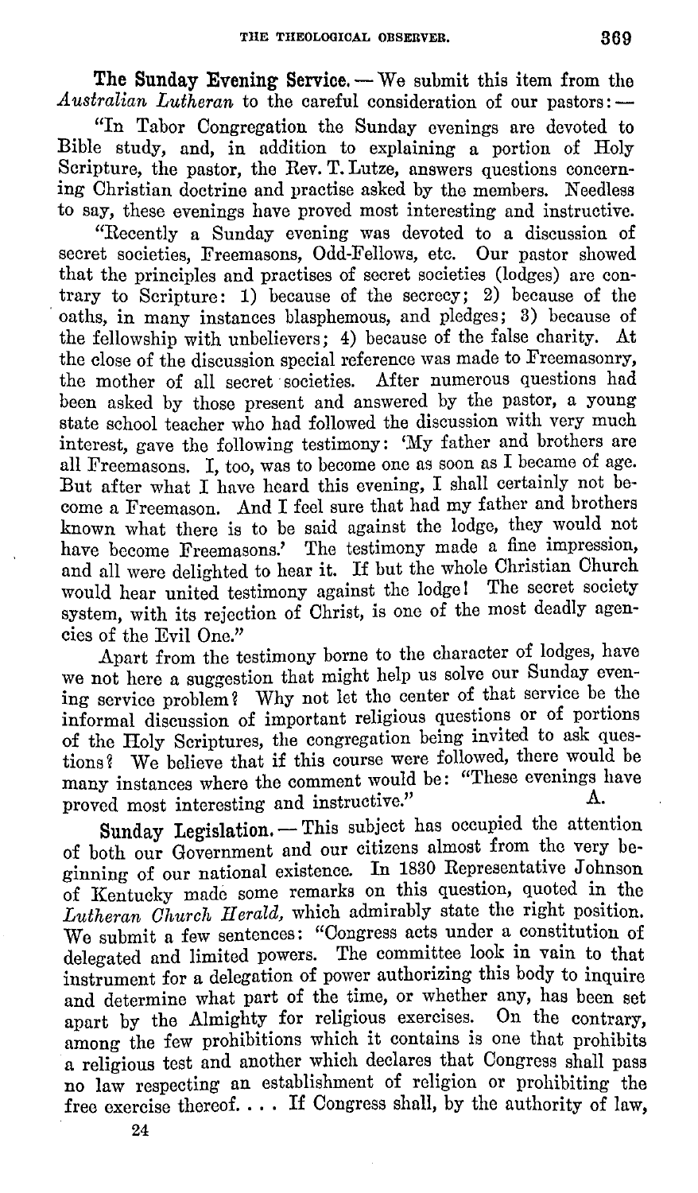**The Sunday Evening Service.** — We submit this item from the *Australian Lutheran* to the careful consideration of our pastors: —

"In Tabor Congregation the Sunday evenings are devoted to Bible study, and, in addition to explaining a portion of Holy Scripture, the pastor, the Rev. T. Lutze, answers questions concerning Christian doctrine and practise asked by the members. Needless to say, these evenings have proved most interesting and instructive.

"Recently a Sunday evening was devoted to a discussion of secret societies, Freemasons, Odd-Fellows, etc. Our pastor showed that the principles and practises of secret societies (lodges) are contrary to Scripture: 1) because of the secrecy; 2) because of the oaths, in many instances blasphemous, and pledges; 3) because of the fellowship with unbelievers; 4) because of the false charity. At the close of the discussion special reference was made to Freemasonry, the mother of all secret societies. After numerous questions had been asked by those present and answered by the pastor, a young state school teacher who had followed the discussion with very much interest, gave the following testimony: 'My father and brothers are all Freemasons. I, too, was to become one as soon as I became of age. But after what I have heard this evening, I shall certainly not become a Freemason. And I feel sure that had my father and brothers known what there is to be said against the lodge, they would not have become Freemasons.' The testimony made a fine impression, and all were delighted to hear it. If but the whole Christian Church would hear united testimony against the lodge! The secret society system, with its rejection of Christ, is one of the most deadly agencies of the Evil One."

Apart from the testimony borne to the character of lodges, have we not here a suggestion that might help us solve our Sunday evening service problem? Why not let the center of that service be the informal discussion of important religious questions or of portions of the Holy Scriptures, the congregation being invited to ask questions? We believe that if this course were followed, there would be many instances where the comment would be: "These evenings have proved most interesting and instructive." A.

**Sunday Legislation.** — This subject has occupied the attention of both our Government and our citizens almost from the very beginning of our national existence. In 1830 Representative Johnson of Kentucky made some remarks on this question, quoted in the *Lutheran Church Herald,* which admirably state the right position. We submit a few sentences: "Congress acts under a constitution of delegated and limited powers. The committee look in vain to that instrument for a delegation of power authorizing this body to inquire and determine what part of the time, or whether any, has been set apart by the Almighty for religious exercises. On the contrary, among the few prohibitions which it contains is one that prohibits a religious test and another which declares that Congress shall pass no law respecting an establishment of religion or prohibiting the free exercise thereof. . . . If Congress shall, by the authority of law,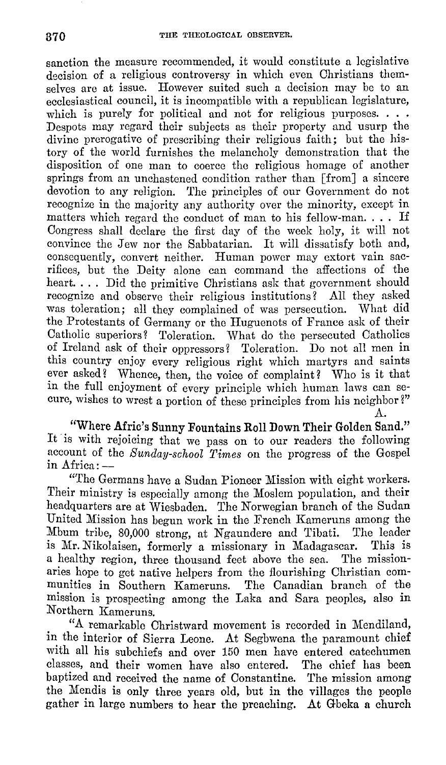sanction the measure recommended, it would constitute a legislative decision of a religious controversy in which even Christians themselves are at issue. However suited such a decision may be to an ecclesiastical council, it is incompatible with a republican legislature, which is purely for political and not for religious purposes. . . . Despots may regard their subjects as their property and usurp the divine prerogative of prescribing their religious faith; but the history of the world furnishes the melancholy demonstration that the disposition of one man to coerce the religious homage of another springs from an unchastened condition rather than [from] a sincere devotion to any religion. The principles of our Government do not recognize in the majority any authority over the minority, except in matters which regard the conduct of man to his fellow-man. . . . If Congress shall declare the first day of the week holy, it will not convince the Jew nor the Sabbatarian. It will dissatisfy both and, consequently, convert neither. Human power may extort vain sacrifices, but the Deity alone can command the affections of the heart. . . . Did the primitive Christians ask that government should recognize and observe their religious institutions? All they asked was toleration; all they complained of was persecution. What did the Protestants of Germany or the Huguenots of France ask of their Catholic superiors? Toleration. What do the persecuted Catholics of Ireland ask of their oppressors? Toleration. Do not all men in this country enjoy every religious right which martyrs and saints ever asked? Whence, then, the voice of complaint? Who is it that in the full enjoyment of every principle which human laws can secure, wishes to wrest a portion of these principles from his neighbor?"

A.

**"Where Afric's Sunny Fountains Roll Down Their Golden Sand."** It is with rejoicing that we pass on to our readers the following account of the *Sunday-school Times* on the progress of the Gospel in Africa: —

"The Germans have a Sudan Pioneer Mission with eight workers. Their ministry is especially among the Moslem population, and their headquarters are at Wiesbaden. The Norwegian branch of the Sudan United Mission has begun work in the French Kameruns among the Mbum tribe, 80,000 strong, at Ngaundere and Tibati. The leader is Mr. Nikolaisen, formerly a missionary in Madagascar. This is a healthy region, three thousand feet above the sea. The missionaries hope to get native helpers from the flourishing Christian communities in Southern Kameruns. The Canadian branch of the mission is prospecting among the Laka and Sara peoples, also in Northern Kameruns.

"A remarkable Christward movement is recorded in Mendiland, in the interior of Sierra Leone. At Segbwena the paramount chief with all his subchiefs and over 150 men have entered catechumen classes, and their women have also entered. The chief has been baptized and received the name of Constantine. The mission among the Mendis is only three years old, but in the villages the people gather in large numbers to hear the preaching. At Gbeka a church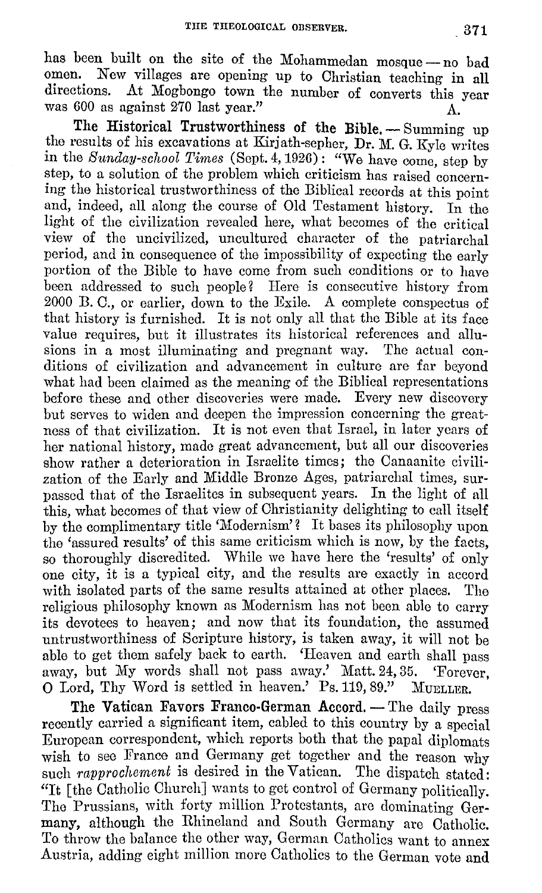has been built on the site of the Mohammedan mosque — no bad omen. New villages are opening up to Christian teaching in all directions. At Mogbongo town the number of converts this year was 600 as against 270 last year." A.

**The Historical Trustworthiness of the Bible.** — Summing up the results of his excavations at Kirjath-sepher, Dr. M. G. Kyle writes in the *Sunday-school Times* (Sept. 4, 1926): "We have come, step by step, to a solution of the problem which criticism has raised concerning the historical trustworthiness of the Biblical records at this point and, indeed, all along the course of Old Testament history. In the light of the civilization revealed here, what becomes of the critical view of the uncivilized, uncultured character of the patriarchal period, and in consequence of the impossibility of expecting the early portion of the Bible to have come from such conditions or to have been addressed to such people? Here is consecutive history from 2000 B. C., or earlier, down to the Exile. A complete conspectus of that history is furnished. It is not only all that the Bible at its face value requires, but it illustrates its historical references and allusions in a most illuminating and pregnant way. The actual conditions of civilization and advancement in culture are far beyond what had been claimed as the meaning of the Biblical representations before these and other discoveries were made. Every new discovery but serves to widen and deepen the impression concerning the greatness of that civilization. It is not even that Israel, in later years of her national history, made great advancement, but all our discoveries show rather a deterioration in Israelite times; the Canaanite civilization of the Early and Middle Bronze Ages, patriarchal times, surpassed that of the Israelites in subsequent years. In the light of all this, what becomes of that view of Christianity delighting to call itself by the complimentary title 'Modernism'? It bases its philosophy upon the 'assured results' of this same criticism which is now, by the facts, so thoroughly discredited. While we have here the 'results' of only one city, it is a typical city, and the results are exactly in accord with isolated parts of the same results attained at other places. The religious philosophy known as Modernism has not been able to carry its devotees to heaven; and now that its foundation, the assumed untrustworthiness of Scripture history, is taken away, it will not be able to get them safely back to earth. 'Heaven and earth shall pass away, but My words shall not pass away.' Matt. 24, 35. 'Forever, O Lord, Thy Word is settled in heaven.' Ps. 119, 89." MUELLER.

**The Vatican Favors Franco-German Accord.** — The daily press recently carried a significant item, cabled to this country by a special European correspondent, which reports both that the papal diplomats wish to see France and Germany get together and the reason why such *rapprochement* is desired in the Vatican. The dispatch stated: "It [the Catholic Church] wants to get control of Germany politically. The Prussians, with forty million Protestants, are dominating Germany, although the Rhineland and South Germany are Catholic. To throw the balance the other way, German Catholics want to annex Austria, adding eight million more Catholics to the German vote and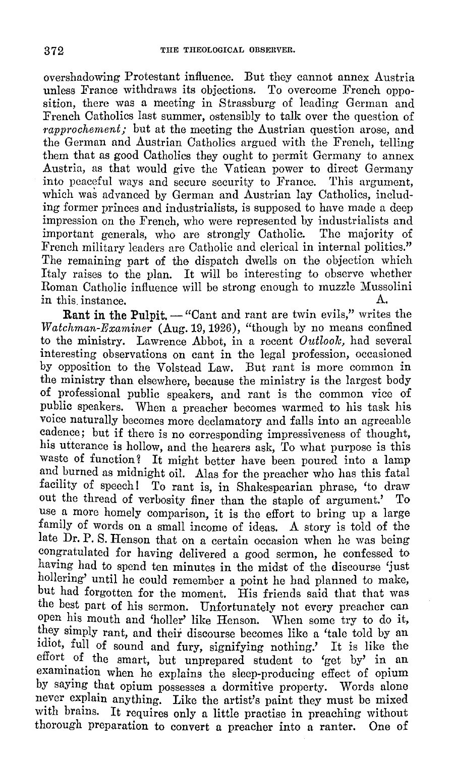overshadowing Protestant influence. But they cannot annex Austria unless France withdraws its objections. To overcome French opposition, there was a meeting in Strassburg of leading German and French Catholics last summer, ostensibly to talk over the question of *rapprochement;* but at the meeting the Austrian question arose, and the German and Austrian Catholics argued with the French, telling them that as good Catholics they ought to permit Germany to annex Austria, as that would give the Vatican power to direct Germany into peaceful ways and secure security to France. This argument, which was advanced by German and Austrian lay Catholics, including former princes and industrialists, is supposed to have made a deep impression on the French, who were represented by industrialists and important generals, who are strongly Catholic. The majority of French military leaders are Catholic and clerical in internal politics." The remaining part of the dispatch dwells on the objection which Italy raises to the plan. It will be interesting to observe whether Roman Catholic influence will be strong enough to muzzle Mussolini in this instance. A.

**Rant in the Pulpit.** — "Cant and rant are twin evils," writes the *Watchman-Examiner* (Aug. 19, 1926), "though by no means confined to the ministry. Lawrence Abbot, in a recent *Outlook,* had several interesting observations on cant in the legal profession, occasioned by opposition to the Volstead Law. But rant is more common in the ministry than elsewhere, because the ministry is the largest body of professional public speakers, and rant is the common vice of public speakers. When a preacher becomes warmed to his task his voice naturally becomes more declamatory and falls into an agreeable cadence; but if there is no corresponding impressiveness of thought, his utterance is hollow, and the hearers ask, To what purpose is this waste of function? It might better have been poured into a lamp and burned as midnight oil. Alas for the preacher who has this fatal facility of speech! To rant is, in Shakespearian phrase, 'to draw out the thread of verbosity finer than the staple of argument.' To use a more homely comparison, it is the effort to bring up a large family of words on a small income of ideas. A story is told of the late Dr. P. S. Henson that on a certain occasion when he was being congratulated for having delivered a good sermon, he confessed to having had to spend ten minutes in the midst of the discourse 'just hollering' until he could remember a point he had planned to make, but had forgotten for the moment. His friends said that that was the best part of his sermon. Unfortunately not every preacher can open his mouth and 'holler' like Henson. When some try to do it, they simply rant, and their discourse becomes like a 'tale told by an idiot, full of sound and fury, signifying nothing.' It is like the effort of the smart, but unprepared student to 'get by' in an examination when he explains the sleep-producing effect of opium by saying that opium possesses a dormitive property. Words alone never explain anything. Like the artist's paint they must be mixed with brains. It requires only a little practise in preaching without thorough preparation to convert a preacher into a ranter. One of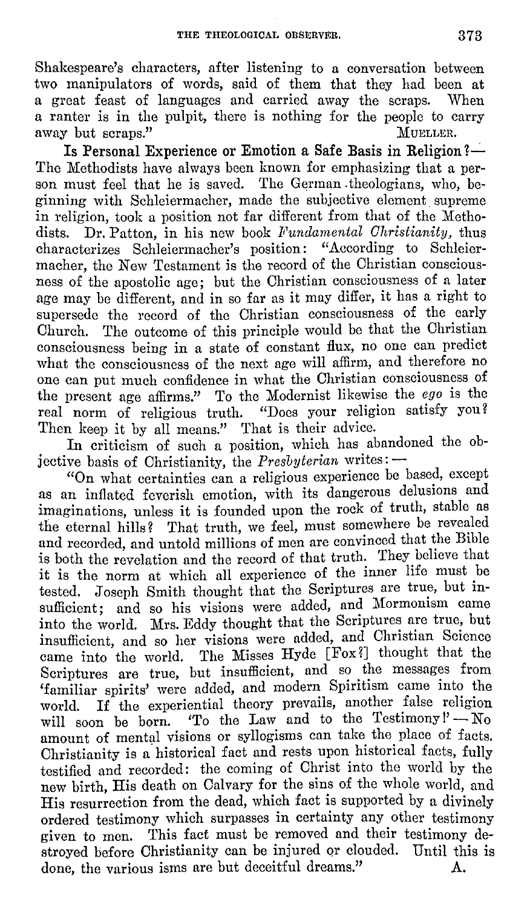Shakespeare's characters, after listening to a conversation between two manipulators of words, said of them that they had been at a great feast of languages and carried away the scraps. When a ranter is in the pulpit, there is nothing for the people to carry away but scraps." MUELLER.

**Is Personal Experience or Emotion a Safe Basis in Religion?**— The Methodists have always been known for emphasizing that a person must feel that he is saved. The German theologians, who, beginning with Schleiermacher, made the subjective element supreme in religion, took a position not far different from that of the Methodists. Dr. Patton, in his new book *Fundamental Christianity*, thus characterizes Schleiermacher's position: "According to Schleiermacher, the New Testament is the record of the Christian consciousness of the apostolic age; but the Christian consciousness of a later age may be different, and in so far as it may differ, it has a right to supersede the record of the Christian consciousness of the early Church. The outcome of this principle would be that the Christian consciousness being in a state of constant flux, no one can predict what the consciousness of the next age will affirm, and therefore no one can put much confidence in what the Christian consciousness of the present age affirms." To the Modernist likewise the *ego* is the real norm of religious truth. "Does your religion satisfy you? Then keep it by all means." That is their advice.

In criticism of such a position, which has abandoned the objective basis of Christianity, the *Presbyterian* writes:—

"On what certainties can a religious experience be based, except as an inflated feverish emotion, with its dangerous delusions and imaginations, unless it is founded upon the rock of truth, stable as the eternal hills? That truth, we feel, must somewhere be revealed and recorded, and untold millions of men are convinced that the Bible is both the revelation and the record of that truth. They believe that it is the norm at which all experience of the inner life must be tested. Joseph Smith thought that the Scriptures are true, but insufficient; and so his visions were added, and Mormonism came into the world. Mrs. Eddy thought that the Scriptures are true, but insufficient, and so her visions were added, and Christian Science came into the world. The Misses Hyde [Fox?] thought that the Scriptures are true, but insufficient, and so the messages from 'familiar spirits' were added, and modern Spiritism came into the world. If the experiential theory prevails, another false religion will soon be born. 'To the Law and to the Testimony!'—No amount of mental visions or syllogisms can take the place of facts. Christianity is a historical fact and rests upon historical facts, fully testified and recorded: the coming of Christ into the world by the new birth, His death on Calvary for the sins of the whole world, and His resurrection from the dead, which fact is supported by a divinely ordered testimony which surpasses in certainty any other testimony given to men. This fact must be removed and their testimony destroyed before Christianity can be injured or clouded. Until this is done, the various isms are but deceitful dreams." A.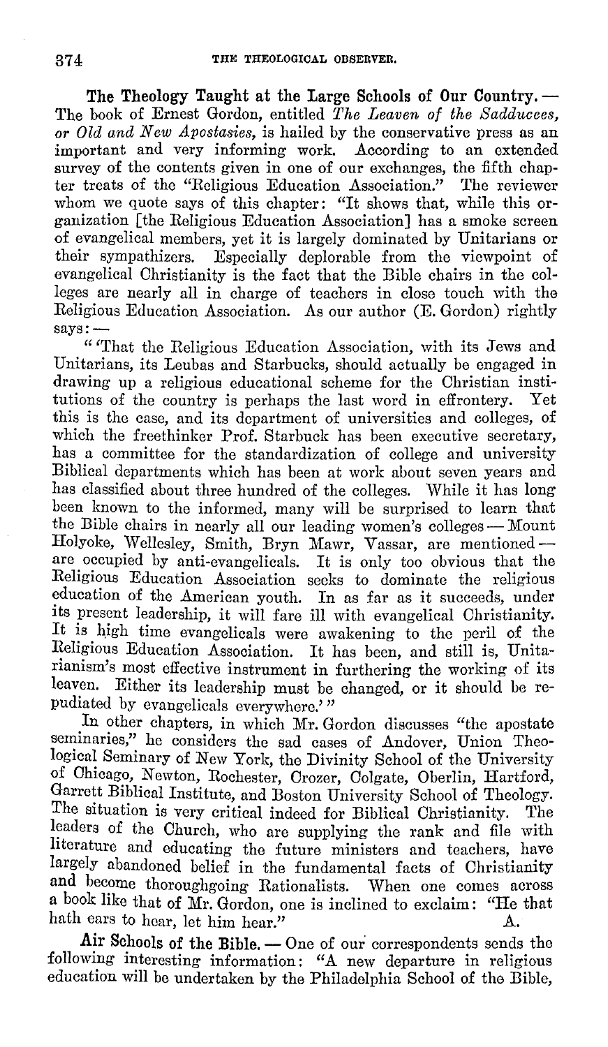**The Theology Taught at the Large Schools of Our Country.** — The book of Ernest Gordon, entitled *The Leaven of the Sadducees, or Old and New Apostasies*, is hailed by the conservative press as an important and very informing work. According to an extended survey of the contents given in one of our exchanges, the fifth chapter treats of the "Religious Education Association." The reviewer whom we quote says of this chapter: "It shows that, while this organization [the Religious Education Association] has a smoke screen of evangelical members, yet it is largely dominated by Unitarians or their sympathizers. Especially deplorable from the viewpoint of evangelical Christianity is the fact that the Bible chairs in the colleges are nearly all in charge of teachers in close touch with the Religious Education Association. As our author (E. Gordon) rightly says: —

"'That the Religious Education Association, with its Jews and Unitarians, its Leubas and Starbucks, should actually be engaged in drawing up a religious educational scheme for the Christian institutions of the country is perhaps the last word in effrontery. Yet this is the case, and its department of universities and colleges, of which the freethinker Prof. Starbuck has been executive secretary, has a committee for the standardization of college and university Biblical departments which has been at work about seven years and has classified about three hundred of the colleges. While it has long been known to the informed, many will be surprised to learn that the Bible chairs in nearly all our leading women's colleges — Mount Holyoke, Wellesley, Smith, Bryn Mawr, Vassar, are mentioned — are occupied by anti-evangelicals. It is only too obvious that the Religious Education Association seeks to dominate the religious education of the American youth. In as far as it succeeds, under its present leadership, it will fare ill with evangelical Christianity. It is high time evangelicals were awakening to the peril of the Religious Education Association. It has been, and still is, Unitarianism's most effective instrument in furthering the working of its leaven. Either its leadership must be changed, or it should be repudiated by evangelicals everywhere.'"

In other chapters, in which Mr. Gordon discusses "the apostate seminaries," he considers the sad cases of Andover, Union Theological Seminary of New York, the Divinity School of the University of Chicago, Newton, Rochester, Crozer, Colgate, Oberlin, Hartford, Garrett Biblical Institute, and Boston University School of Theology. The situation is very critical indeed for Biblical Christianity. The leaders of the Church, who are supplying the rank and file with literature and educating the future ministers and teachers, have largely abandoned belief in the fundamental facts of Christianity and become thoroughgoing Rationalists. When one comes across a book like that of Mr. Gordon, one is inclined to exclaim: "He that hath ears to hear, let him hear." A.

**Air Schools of the Bible.** — One of our correspondents sends the following interesting information: "A new departure in religious education will be undertaken by the Philadelphia School of the Bible,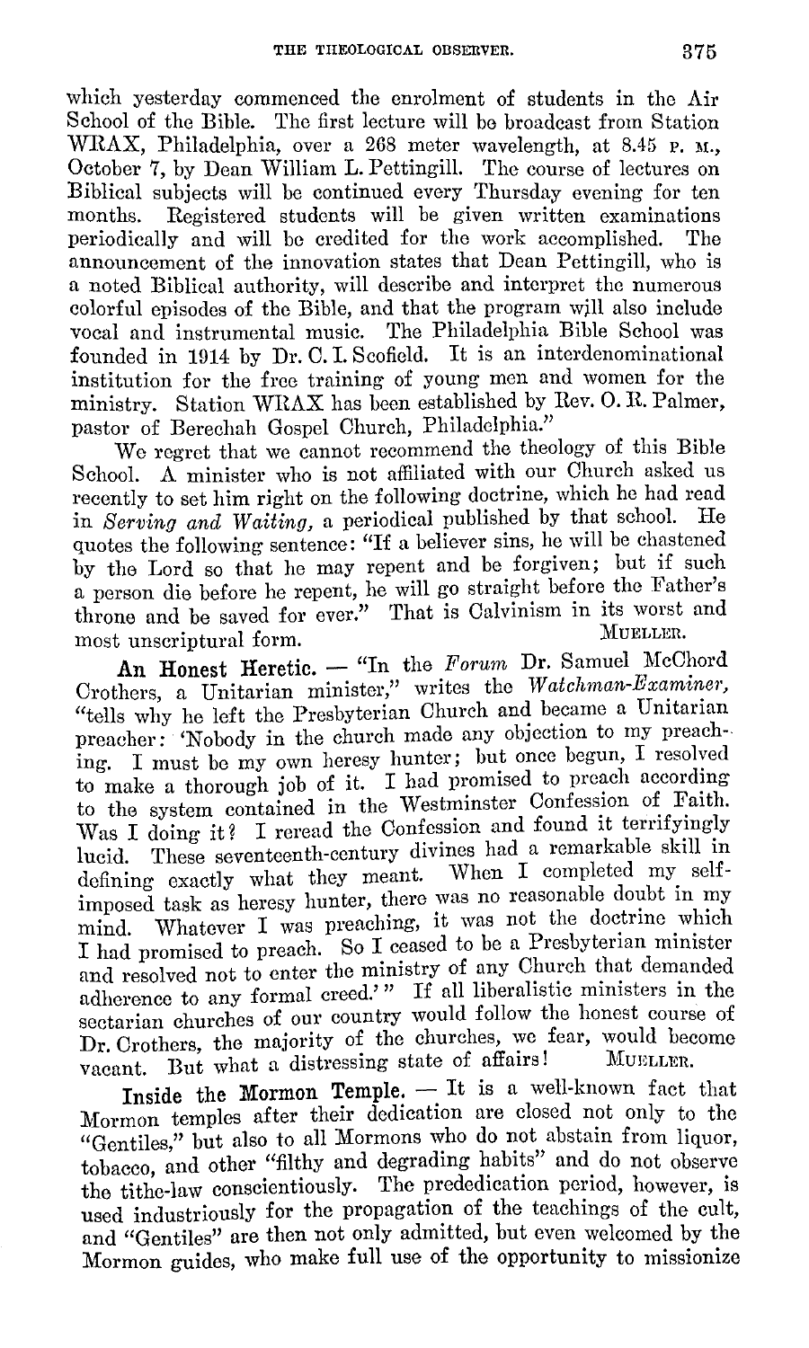which yesterday commenced the enrolment of students in the Air School of the Bible. The first lecture will be broadcast from Station WRAX, Philadelphia, over a 268 meter wavelength, at 8.45 P. M., October 7, by Dean William L. Pettingill. The course of lectures on Biblical subjects will be continued every Thursday evening for ten months. Registered students will be given written examinations periodically and will be credited for the work accomplished. The announcement of the innovation states that Dean Pettingill, who is a noted Biblical authority, will describe and interpret the numerous colorful episodes of the Bible, and that the program will also include vocal and instrumental music. The Philadelphia Bible School was founded in 1914 by Dr. C. I. Scofield. It is an interdenominational institution for the free training of young men and women for the ministry. Station WRAX has been established by Rev. O. R. Palmer, pastor of Berachah Gospel Church, Philadelphia."

We regret that we cannot recommend the theology of this Bible School. A minister who is not affiliated with our Church asked us recently to set him right on the following doctrine, which he had read in *Serving and Waiting*, a periodical published by that school. He quotes the following sentence: "If a believer sins, he will be chastened by the Lord so that he may repent and be forgiven; but if such a person die before he repent, he will go straight before the Father's throne and be saved for ever." That is Calvinism in its worst and most unscriptural form. MUELLER.

**An Honest Heretic.** — "In the *Forum* Dr. Samuel McChord Crothers, a Unitarian minister," writes the *Watchman-Examiner*, "tells why he left the Presbyterian Church and became a Unitarian preacher: 'Nobody in the church made any objection to my preaching. I must be my own heresy hunter; but once begun, I resolved to make a thorough job of it. I had promised to preach according to the system contained in the Westminster Confession of Faith. Was I doing it? I reread the Confession and found it terrifyingly lucid. These seventeenth-century divines had a remarkable skill in defining exactly what they meant. When I completed my self-imposed task as heresy hunter, there was no reasonable doubt in my mind. Whatever I was preaching, it was not the doctrine which I had promised to preach. So I ceased to be a Presbyterian minister and resolved not to enter the ministry of any Church that demanded adherence to any formal creed.'" If all liberalistic ministers in the sectarian churches of our country would follow the honest course of Dr. Crothers, the majority of the churches, we fear, would become vacant. But what a distressing state of affairs! MUELLER.

**Inside the Mormon Temple.** — It is a well-known fact that Mormon temples after their dedication are closed not only to the "Gentiles," but also to all Mormons who do not abstain from liquor, tobacco, and other "filthy and degrading habits" and do not observe the tithe-law conscientiously. The prededication period, however, is used industriously for the propagation of the teachings of the cult, and "Gentiles" are then not only admitted, but even welcomed by the Mormon guides, who make full use of the opportunity to missionize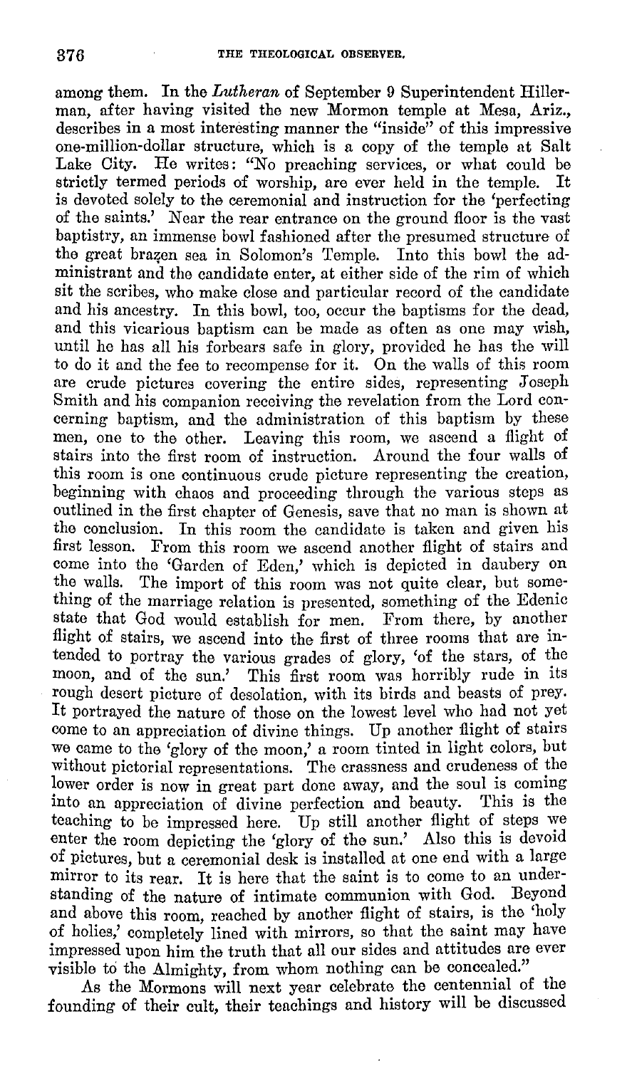among them. In the *Lutheran* of September 9 Superintendent Hillerman, after having visited the new Mormon temple at Mesa, Ariz., describes in a most interesting manner the "inside" of this impressive one-million-dollar structure, which is a copy of the temple at Salt Lake City. He writes: "No preaching services, or what could be strictly termed periods of worship, are ever held in the temple. It is devoted solely to the ceremonial and instruction for the 'perfecting of the saints.' Near the rear entrance on the ground floor is the vast baptistry, an immense bowl fashioned after the presumed structure of the great brazen sea in Solomon's Temple. Into this bowl the administrant and the candidate enter, at either side of the rim of which sit the scribes, who make close and particular record of the candidate and his ancestry. In this bowl, too, occur the baptisms for the dead, and this vicarious baptism can be made as often as one may wish, until he has all his forbears safe in glory, provided he has the will to do it and the fee to recompense for it. On the walls of this room are crude pictures covering the entire sides, representing Joseph Smith and his companion receiving the revelation from the Lord concerning baptism, and the administration of this baptism by these men, one to the other. Leaving this room, we ascend a flight of stairs into the first room of instruction. Around the four walls of this room is one continuous crude picture representing the creation, beginning with chaos and proceeding through the various steps as outlined in the first chapter of Genesis, save that no man is shown at the conclusion. In this room the candidate is taken and given his first lesson. From this room we ascend another flight of stairs and come into the 'Garden of Eden,' which is depicted in daubery on the walls. The import of this room was not quite clear, but something of the marriage relation is presented, something of the Edenic state that God would establish for men. From there, by another flight of stairs, we ascend into the first of three rooms that are intended to portray the various grades of glory, 'of the stars, of the moon, and of the sun.' This first room was horribly rude in its rough desert picture of desolation, with its birds and beasts of prey. It portrayed the nature of those on the lowest level who had not yet come to an appreciation of divine things. Up another flight of stairs we came to the 'glory of the moon,' a room tinted in light colors, but without pictorial representations. The crassness and crudeness of the lower order is now in great part done away, and the soul is coming into an appreciation of divine perfection and beauty. This is the teaching to be impressed here. Up still another flight of steps we enter the room depicting the 'glory of the sun.' Also this is devoid of pictures, but a ceremonial desk is installed at one end with a large mirror to its rear. It is here that the saint is to come to an understanding of the nature of intimate communion with God. Beyond and above this room, reached by another flight of stairs, is the 'holy of holies,' completely lined with mirrors, so that the saint may have impressed upon him the truth that all our sides and attitudes are ever visible to the Almighty, from whom nothing can be concealed."

As the Mormons will next year celebrate the centennial of the founding of their cult, their teachings and history will be discussed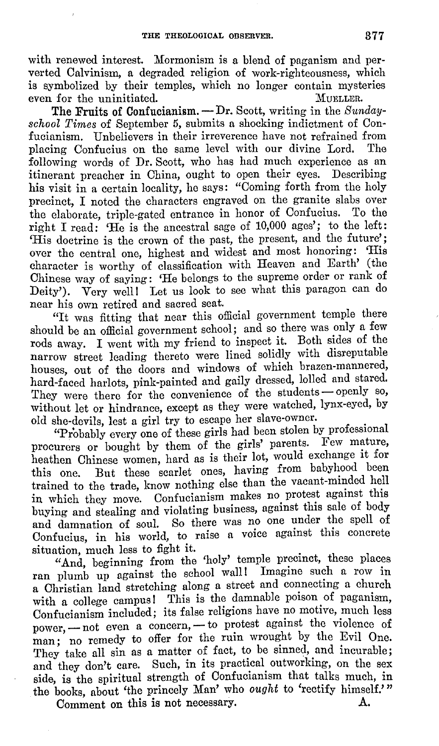with renewed interest. Mormonism is a blend of paganism and perverted Calvinism, a degraded religion of work-righteousness, which is symbolized by their temples, which no longer contain mysteries even for the uninitiated. MUELLER.

**The Fruits of Confucianism.** — Dr. Scott, writing in the *Sunday-school Times* of September 5, submits a shocking indictment of Confucianism. Unbelievers in their irreverence have not refrained from placing Confucius on the same level with our divine Lord. The following words of Dr. Scott, who has had much experience as an itinerant preacher in China, ought to open their eyes. Describing his visit in a certain locality, he says: "Coming forth from the holy precinct, I noted the characters engraved on the granite slabs over the elaborate, triple-gated entrance in honor of Confucius. To the right I read: 'He is the ancestral sage of 10,000 ages'; to the left: 'His doctrine is the crown of the past, the present, and the future'; over the central one, highest and widest and most honoring: 'His character is worthy of classification with Heaven and Earth' (the Chinese way of saying: 'He belongs to the supreme order or rank of Deity'). Very well! Let us look to see what this paragon can do near his own retired and sacred seat.

"It was fitting that near this official government temple there should be an official government school; and so there was only a few rods away. I went with my friend to inspect it. Both sides of the narrow street leading thereto were lined solidly with disreputable houses, out of the doors and windows of which brazen-mannered, hard-faced harlots, pink-painted and gaily dressed, lolled and stared. They were there for the convenience of the students — openly so, without let or hindrance, except as they were watched, lynx-eyed, by old she-devils, lest a girl try to escape her slave-owner.

"Probably every one of these girls had been stolen by professional procurers or bought by them of the girls' parents. Few mature, heathen Chinese women, hard as is their lot, would exchange it for this one. But these scarlet ones, having from babyhood been trained to the trade, know nothing else than the vacant-minded hell in which they move. Confucianism makes no protest against this buying and stealing and violating business, against this sale of body and damnation of soul. So there was no one under the spell of Confucius, in his world, to raise a voice against this concrete situation, much less to fight it.

"And, beginning from the 'holy' temple precinct, these places ran plumb up against the school wall! Imagine such a row in a Christian land stretching along a street and connecting a church with a college campus! This is the damnable poison of paganism, Confucianism included; its false religions have no motive, much less power, — not even a concern, — to protest against the violence of man; no remedy to offer for the ruin wrought by the Evil One. They take all sin as a matter of fact, to be sinned, and incurable; and they don't care. Such, in its practical outworking, on the sex side, is the spiritual strength of Confucianism that talks much, in the books, about 'the princely Man' who *ought* to 'rectify himself.'"

Comment on this is not necessary. A.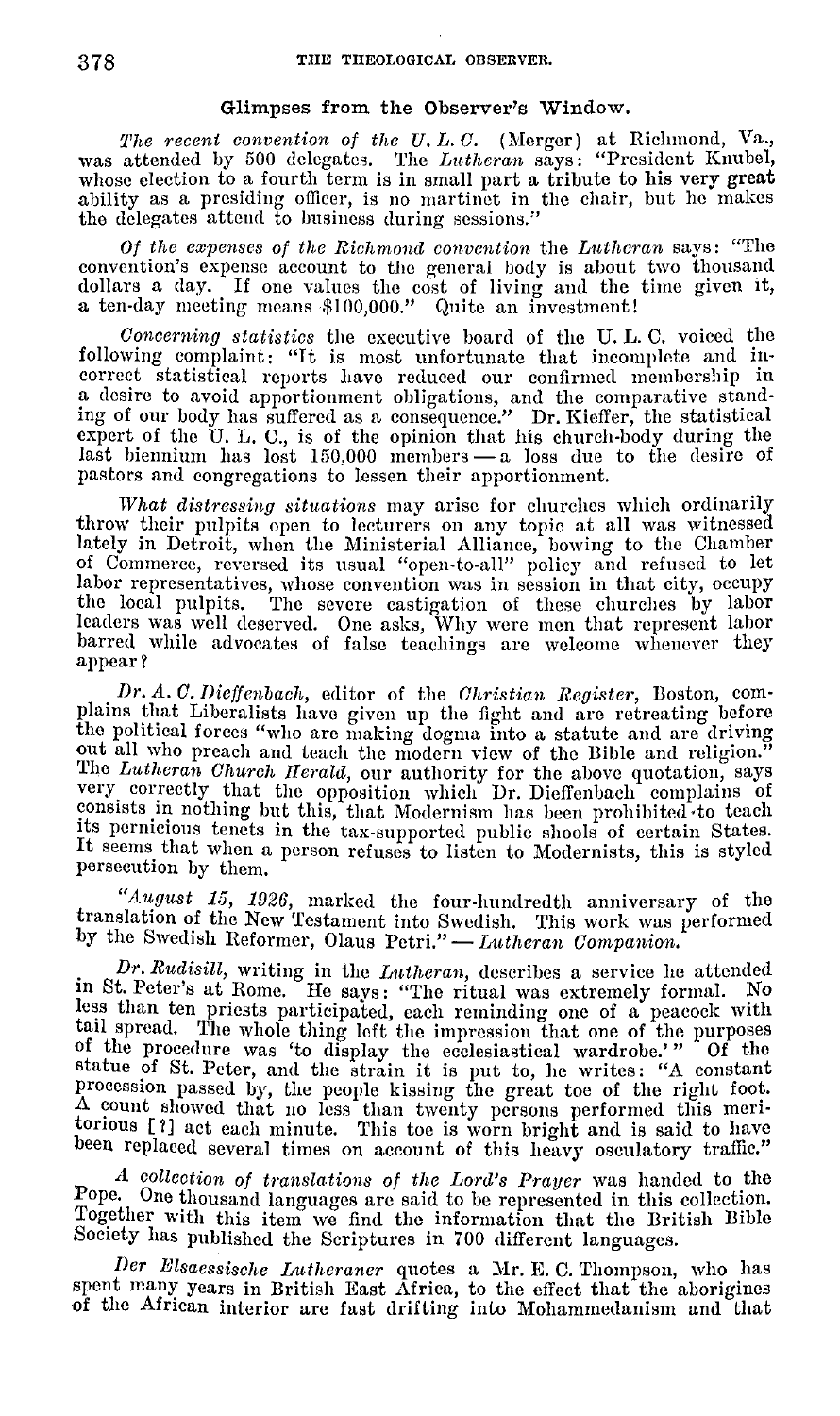## Glimpses from the Observer's Window.

*The recent convention of the U. L. C.* (Merger) at Richmond, Va., was attended by 500 delegates. The *Lutheran* says: "President Knubel, whose election to a fourth term is in small part a tribute to his very great ability as a presiding officer, is no martinet in the chair, but he makes the delegates attend to business during sessions."

*Of the expenses of the Richmond convention* the *Lutheran* says: "The convention's expense account to the general body is about two thousand dollars a day. If one values the cost of living and the time given it, a ten-day meeting means $100,000." Quite an investment!

*Concerning statistics* the executive board of the U. L. C. voiced the following complaint: "It is most unfortunate that incomplete and incorrect statistical reports have reduced our confirmed membership in a desire to avoid apportionment obligations, and the comparative standing of our body has suffered as a consequence." Dr. Kieffer, the statistical expert of the U. L. C., is of the opinion that his church-body during the last biennium has lost 150,000 members — a loss due to the desire of pastors and congregations to lessen their apportionment.

*What distressing situations* may arise for churches which ordinarily throw their pulpits open to lecturers on any topic at all was witnessed lately in Detroit, when the Ministerial Alliance, bowing to the Chamber of Commerce, reversed its usual "open-to-all" policy and refused to let labor representatives, whose convention was in session in that city, occupy the local pulpits. The severe castigation of these churches by labor leaders was well deserved. One asks, Why were men that represent labor barred while advocates of false teachings are welcome whenever they appear?

*Dr. A. C. Dieffenbach*, editor of the *Christian Register*, Boston, complains that Liberalists have given up the fight and are retreating before the political forces "who are making dogma into a statute and are driving out all who preach and teach the modern view of the Bible and religion." The *Lutheran Church Herald*, our authority for the above quotation, says very correctly that the opposition which Dr. Dieffenbach complains of consists in nothing but this, that Modernism has been prohibited to teach its pernicious tenets in the tax-supported public shools of certain States. It seems that when a person refuses to listen to Modernists, this is styled persecution by them.

*"August 15, 1926*, marked the four-hundredth anniversary of the translation of the New Testament into Swedish. This work was performed by the Swedish Reformer, Olaus Petri." — *Lutheran Companion.*

*Dr. Rudisill*, writing in the *Lutheran*, describes a service he attended in St. Peter's at Rome. He says: "The ritual was extremely formal. No less than ten priests participated, each reminding one of a peacock with tail spread. The whole thing left the impression that one of the purposes of the procedure was 'to display the ecclesiastical wardrobe.'" Of the statue of St. Peter, and the strain it is put to, he writes: "A constant procession passed by, the people kissing the great toe of the right foot. A count showed that no less than twenty persons performed this meritorious [?] act each minute. This toe is worn bright and is said to have been replaced several times on account of this heavy osculatory traffic."

*A collection of translations of the Lord's Prayer* was handed to the Pope. One thousand languages are said to be represented in this collection. Together with this item we find the information that the British Bible Society has published the Scriptures in 700 different languages.

*Der Elsaessische Lutheraner* quotes a Mr. E. C. Thompson, who has spent many years in British East Africa, to the effect that the aborigines of the African interior are fast drifting into Mohammedanism and that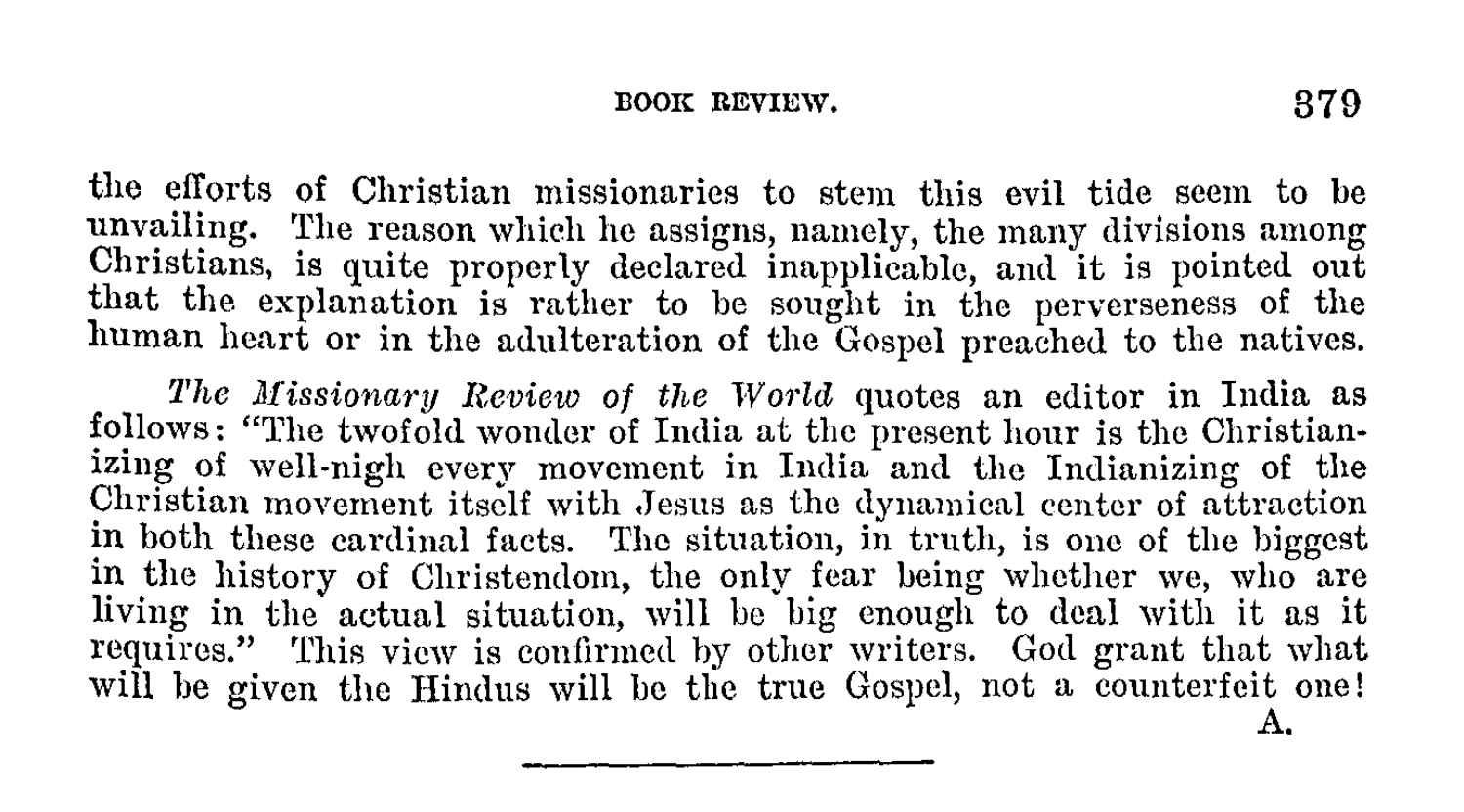the efforts of Christian missionaries to stem this evil tide seem to be unvailing. The reason which he assigns, namely, the many divisions among Christians, is quite properly declared inapplicable, and it is pointed out that the explanation is rather to be sought in the perverseness of the human heart or in the adulteration of the Gospel preached to the natives.

*The Missionary Review of the World* quotes an editor in India as follows: "The twofold wonder of India at the present hour is the Christianizing of well-nigh every movement in India and the Indianizing of the Christian movement itself with Jesus as the dynamical center of attraction in both these cardinal facts. The situation, in truth, is one of the biggest in the history of Christendom, the only fear being whether we, who are living in the actual situation, will be big enough to deal with it as it requires." This view is confirmed by other writers. God grant that what will be given the Hindus will be the true Gospel, not a counterfeit one!

A.